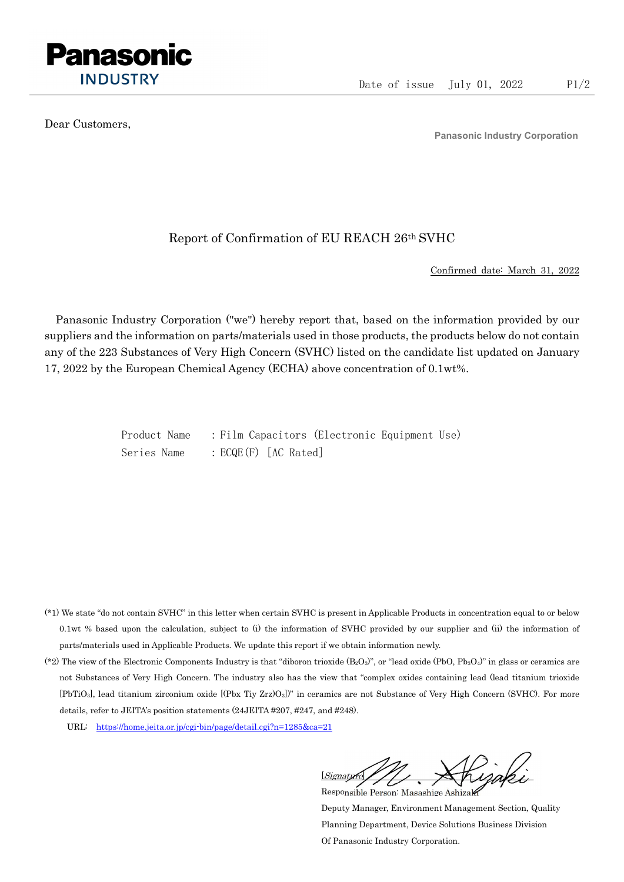Panasonic
INDUSTRY

Date of issue July 01, 2022

Dear Customers,

**Panasonic Industry Corporation**

## Report of Confirmation of EU REACH 26th SVHC

Confirmed date: March 31, 2022

Panasonic Industry Corporation ("we") hereby report that, based on the information provided by our suppliers and the information on parts/materials used in those products, the products below do not contain any of the 223 Substances of Very High Concern (SVHC) listed on the candidate list updated on January 17, 2022 by the European Chemical Agency (ECHA) above concentration of 0.1wt%.

Product Name : Film Capacitors (Electronic Equipment Use)
Series Name : ECQE(F) [AC Rated]

(*1) We state "do not contain SVHC" in this letter when certain SVHC is present in Applicable Products in concentration equal to or below 0.1wt % based upon the calculation, subject to (i) the information of SVHC provided by our supplier and (ii) the information of parts/materials used in Applicable Products. We update this report if we obtain information newly.

(*2) The view of the Electronic Components Industry is that "diboron trioxide ($B_2O_3$)", or "lead oxide ($PbO$, $Pb_3O_4$)" in glass or ceramics are not Substances of Very High Concern. The industry also has the view that "complex oxides containing lead (lead titanium trioxide [$PbTiO_3$], lead titanium zirconium oxide [$(Pbx\ Tiy\ Zrz)O_3$])" in ceramics are not Substance of Very High Concern (SVHC). For more details, refer to JEITA's position statements (24JEITA #207, #247, and #248).

URL: https://home.jeita.or.jp/cgi-bin/page/detail.cgi?n=1285&ca=21

[Signature]
Responsible Person: Masashige Ashizaki
Deputy Manager, Environment Management Section, Quality Planning Department, Device Solutions Business Division Of Panasonic Industry Corporation.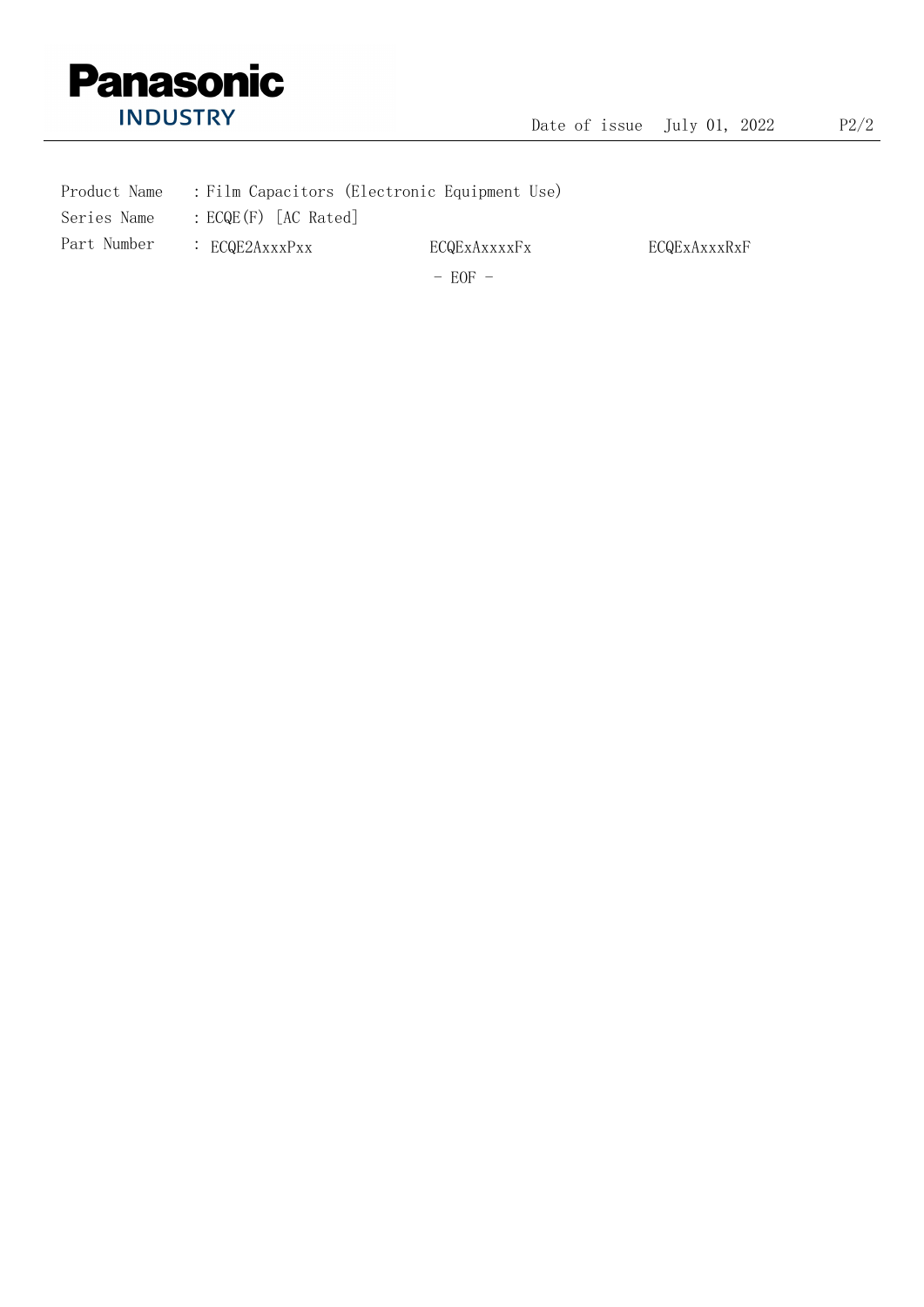Product Name : Film Capacitors (Electronic Equipment Use)

Series Name : ECQE(F) [AC Rated]

Part Number : ECQE2AxxxPxx ECQExAxxxxFx ECQExAxxxRxF

- EOF -